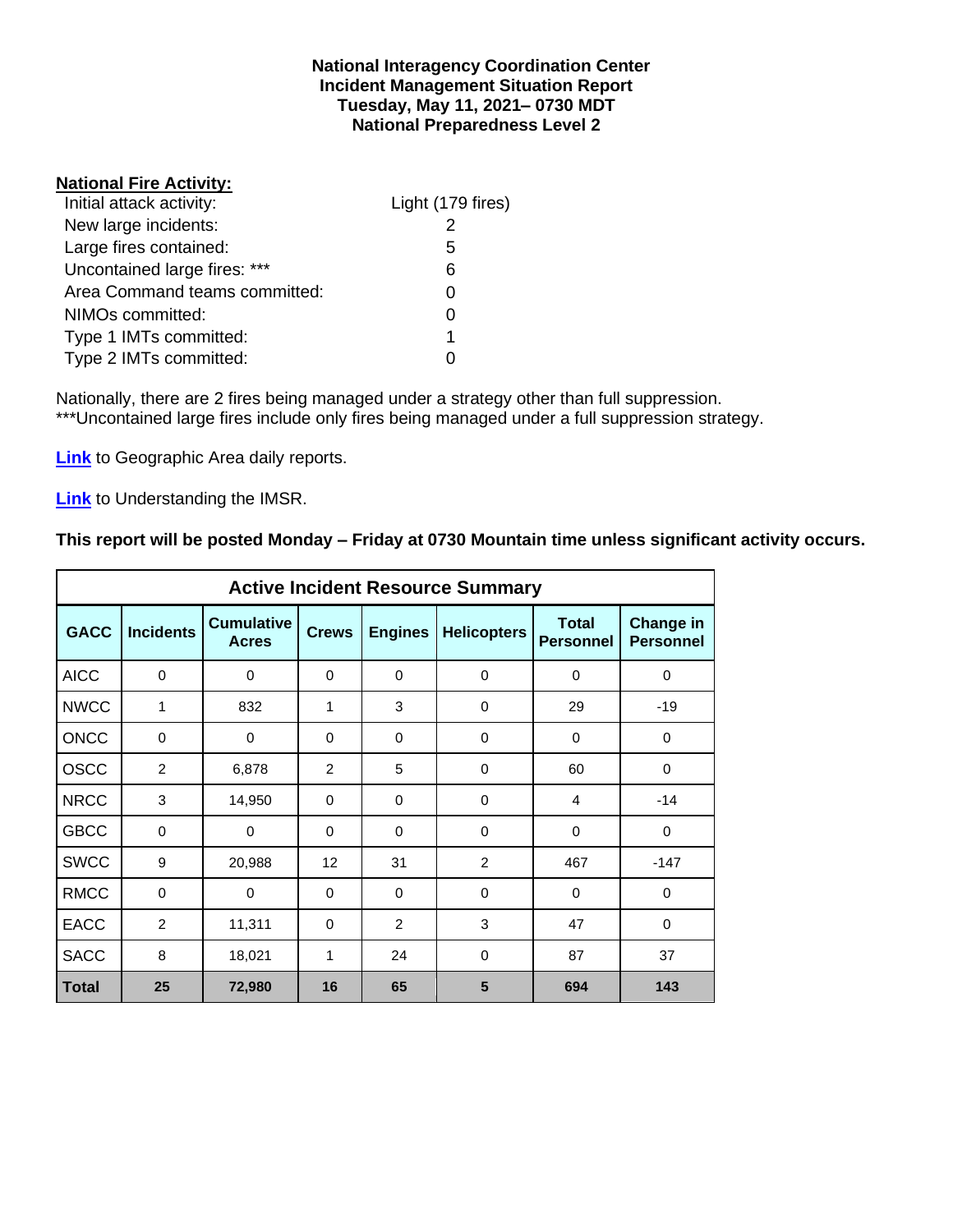**National Interagency Coordination Center**
**Incident Management Situation Report**
**Tuesday, May 11, 2021– 0730 MDT**
**National Preparedness Level 2**

**National Fire Activity:**

| | |
|---|---|
| Initial attack activity: | Light (179 fires) |
| New large incidents: | 2 |
| Large fires contained: | 5 |
| Uncontained large fires: *** | 6 |
| Area Command teams committed: | 0 |
| NIMOs committed: | 0 |
| Type 1 IMTs committed: | 1 |
| Type 2 IMTs committed: | 0 |

Nationally, there are 2 fires being managed under a strategy other than full suppression.
***Uncontained large fires include only fires being managed under a full suppression strategy.

**Link** to Geographic Area daily reports.

**Link** to Understanding the IMSR.

**This report will be posted Monday – Friday at 0730 Mountain time unless significant activity occurs.**

**Active Incident Resource Summary**

| GACC | Incidents | Cumulative Acres | Crews | Engines | Helicopters | Total Personnel | Change in Personnel |
|---|---|---|---|---|---|---|---|
| AICC | 0 | 0 | 0 | 0 | 0 | 0 | 0 |
| NWCC | 1 | 832 | 1 | 3 | 0 | 29 | -19 |
| ONCC | 0 | 0 | 0 | 0 | 0 | 0 | 0 |
| OSCC | 2 | 6,878 | 2 | 5 | 0 | 60 | 0 |
| NRCC | 3 | 14,950 | 0 | 0 | 0 | 4 | -14 |
| GBCC | 0 | 0 | 0 | 0 | 0 | 0 | 0 |
| SWCC | 9 | 20,988 | 12 | 31 | 2 | 467 | -147 |
| RMCC | 0 | 0 | 0 | 0 | 0 | 0 | 0 |
| EACC | 2 | 11,311 | 0 | 2 | 3 | 47 | 0 |
| SACC | 8 | 18,021 | 1 | 24 | 0 | 87 | 37 |
| **Total** | **25** | **72,980** | **16** | **65** | **5** | **694** | **143** |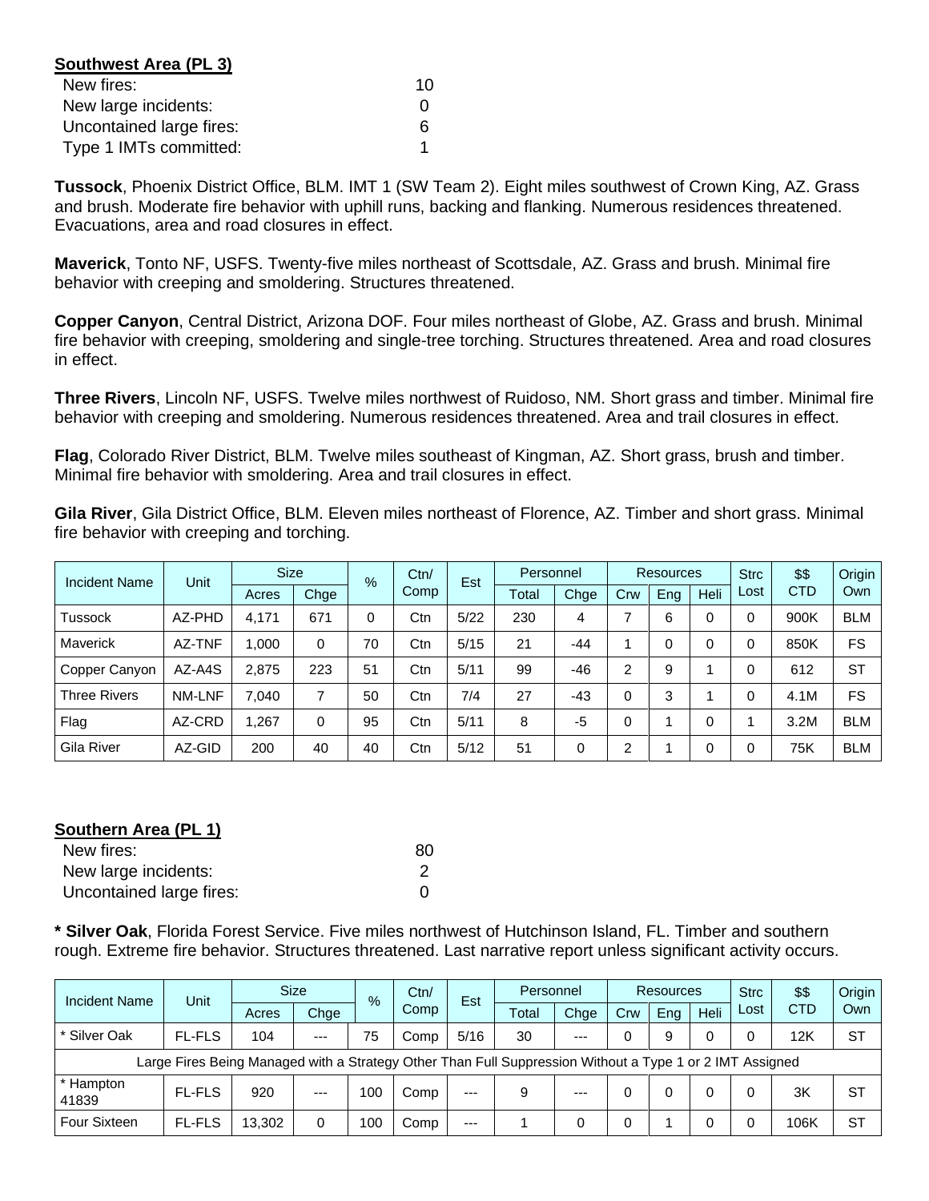**Southwest Area (PL 3)**

| | |
|---|---|
| New fires: | 10 |
| New large incidents: | 0 |
| Uncontained large fires: | 6 |
| Type 1 IMTs committed: | 1 |

**Tussock**, Phoenix District Office, BLM. IMT 1 (SW Team 2). Eight miles southwest of Crown King, AZ. Grass and brush. Moderate fire behavior with uphill runs, backing and flanking. Numerous residences threatened. Evacuations, area and road closures in effect.

**Maverick**, Tonto NF, USFS. Twenty-five miles northeast of Scottsdale, AZ. Grass and brush. Minimal fire behavior with creeping and smoldering. Structures threatened.

**Copper Canyon**, Central District, Arizona DOF. Four miles northeast of Globe, AZ. Grass and brush. Minimal fire behavior with creeping, smoldering and single-tree torching. Structures threatened. Area and road closures in effect.

**Three Rivers**, Lincoln NF, USFS. Twelve miles northwest of Ruidoso, NM. Short grass and timber. Minimal fire behavior with creeping and smoldering. Numerous residences threatened. Area and trail closures in effect.

**Flag**, Colorado River District, BLM. Twelve miles southeast of Kingman, AZ. Short grass, brush and timber. Minimal fire behavior with smoldering. Area and trail closures in effect.

**Gila River**, Gila District Office, BLM. Eleven miles northeast of Florence, AZ. Timber and short grass. Minimal fire behavior with creeping and torching.

| Incident Name | Unit | Size | | % | Ctn/ Comp | Est | Personnel | | Resources | | | Strc Lost | $$ CTD | Origin Own |
|---|---|---|---|---|---|---|---|---|---|---|---|---|---|---|
| | | Acres | Chge | | | | Total | Chge | Crw | Eng | Heli | | | |
| Tussock | AZ-PHD | 4,171 | 671 | 0 | Ctn | 5/22 | 230 | 4 | 7 | 6 | 0 | 0 | 900K | BLM |
| Maverick | AZ-TNF | 1,000 | 0 | 70 | Ctn | 5/15 | 21 | -44 | 1 | 0 | 0 | 0 | 850K | FS |
| Copper Canyon | AZ-A4S | 2,875 | 223 | 51 | Ctn | 5/11 | 99 | -46 | 2 | 9 | 1 | 0 | 612 | ST |
| Three Rivers | NM-LNF | 7,040 | 7 | 50 | Ctn | 7/4 | 27 | -43 | 0 | 3 | 1 | 0 | 4.1M | FS |
| Flag | AZ-CRD | 1,267 | 0 | 95 | Ctn | 5/11 | 8 | -5 | 0 | 1 | 0 | 1 | 3.2M | BLM |
| Gila River | AZ-GID | 200 | 40 | 40 | Ctn | 5/12 | 51 | 0 | 2 | 1 | 0 | 0 | 75K | BLM |

**Southern Area (PL 1)**

| | |
|---|---|
| New fires: | 80 |
| New large incidents: | 2 |
| Uncontained large fires: | 0 |

**\* Silver Oak**, Florida Forest Service. Five miles northwest of Hutchinson Island, FL. Timber and southern rough. Extreme fire behavior. Structures threatened. Last narrative report unless significant activity occurs.

| Incident Name | Unit | Size | | % | Ctn/ Comp | Est | Personnel | | Resources | | | Strc Lost | $$ CTD | Origin Own |
|---|---|---|---|---|---|---|---|---|---|---|---|---|---|---|
| | | Acres | Chge | | | | Total | Chge | Crw | Eng | Heli | | | |
| * Silver Oak | FL-FLS | 104 | --- | 75 | Comp | 5/16 | 30 | --- | 0 | 9 | 0 | 0 | 12K | ST |
| Large Fires Being Managed with a Strategy Other Than Full Suppression Without a Type 1 or 2 IMT Assigned | | | | | | | | | | | | | | |
| * Hampton 41839 | FL-FLS | 920 | --- | 100 | Comp | --- | 9 | --- | 0 | 0 | 0 | 0 | 3K | ST |
| Four Sixteen | FL-FLS | 13,302 | 0 | 100 | Comp | --- | 1 | 0 | 0 | 1 | 0 | 0 | 106K | ST |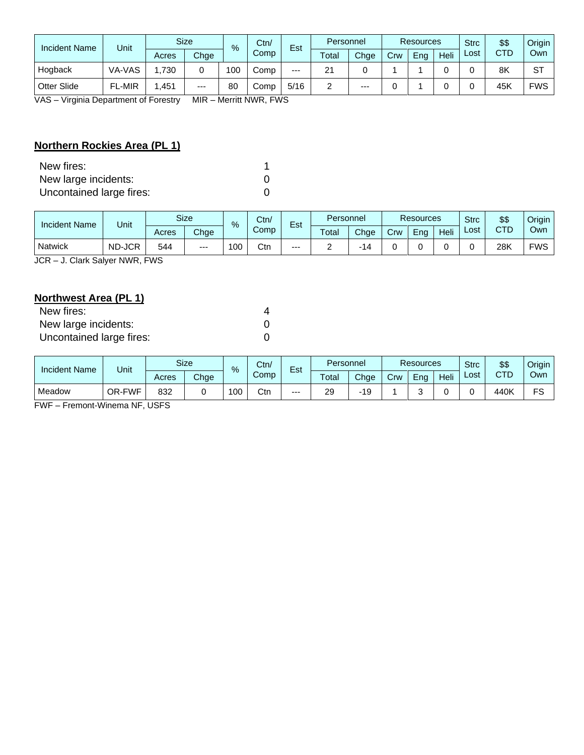| Incident Name | Unit | Size | | % | Ctn/ Comp | Est | Personnel | | Resources | | | Strc Lost | $$ CTD | Origin Own |
|---|---|---|---|---|---|---|---|---|---|---|---|---|---|---|
| | | Acres | Chge | | | | Total | Chge | Crw | Eng | Heli | | | |
| Hogback | VA-VAS | 1,730 | 0 | 100 | Comp | --- | 21 | 0 | 1 | 1 | 0 | 0 | 8K | ST |
| Otter Slide | FL-MIR | 1,451 | --- | 80 | Comp | 5/16 | 2 | --- | 0 | 1 | 0 | 0 | 45K | FWS |

VAS – Virginia Department of Forestry MIR – Merritt NWR, FWS

## Northern Rockies Area (PL 1)

New fires: 1
New large incidents: 0
Uncontained large fires: 0

| Incident Name | Unit | Size | | % | Ctn/ Comp | Est | Personnel | | Resources | | | Strc Lost | $$ CTD | Origin Own |
|---|---|---|---|---|---|---|---|---|---|---|---|---|---|---|
| | | Acres | Chge | | | | Total | Chge | Crw | Eng | Heli | | | |
| Natwick | ND-JCR | 544 | --- | 100 | Ctn | --- | 2 | -14 | 0 | 0 | 0 | 0 | 28K | FWS |

JCR – J. Clark Salyer NWR, FWS

## Northwest Area (PL 1)

New fires: 4
New large incidents: 0
Uncontained large fires: 0

| Incident Name | Unit | Size | | % | Ctn/ Comp | Est | Personnel | | Resources | | | Strc Lost | $$ CTD | Origin Own |
|---|---|---|---|---|---|---|---|---|---|---|---|---|---|---|
| | | Acres | Chge | | | | Total | Chge | Crw | Eng | Heli | | | |
| Meadow | OR-FWF | 832 | 0 | 100 | Ctn | --- | 29 | -19 | 1 | 3 | 0 | 0 | 440K | FS |

FWF – Fremont-Winema NF, USFS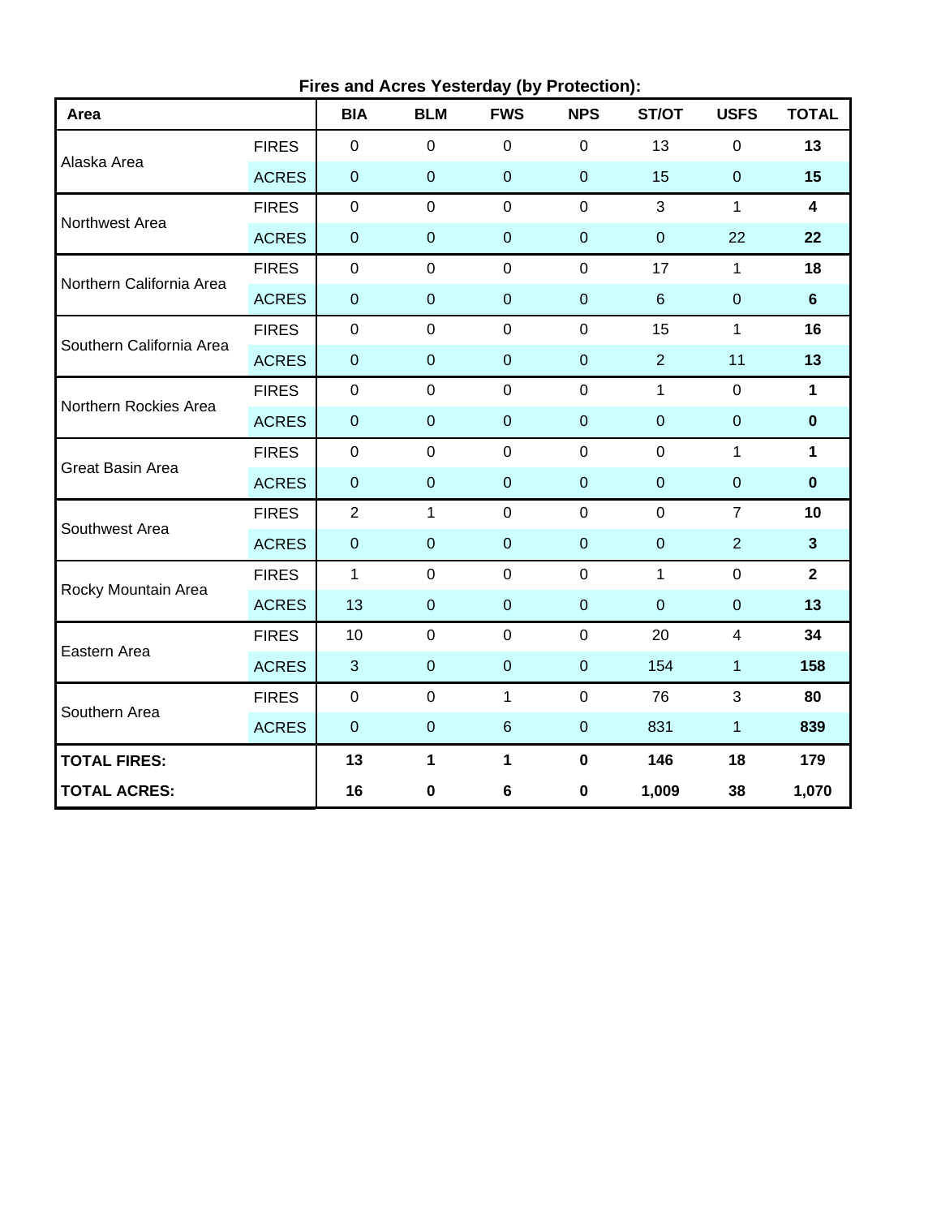**Fires and Acres Yesterday (by Protection):**

| Area | | BIA | BLM | FWS | NPS | ST/OT | USFS | TOTAL |
|---|---|---|---|---|---|---|---|---|
| Alaska Area | FIRES | 0 | 0 | 0 | 0 | 13 | 0 | **13** |
| | ACRES | 0 | 0 | 0 | 0 | 15 | 0 | **15** |
| Northwest Area | FIRES | 0 | 0 | 0 | 0 | 3 | 1 | **4** |
| | ACRES | 0 | 0 | 0 | 0 | 0 | 22 | **22** |
| Northern California Area | FIRES | 0 | 0 | 0 | 0 | 17 | 1 | **18** |
| | ACRES | 0 | 0 | 0 | 0 | 6 | 0 | **6** |
| Southern California Area | FIRES | 0 | 0 | 0 | 0 | 15 | 1 | **16** |
| | ACRES | 0 | 0 | 0 | 0 | 2 | 11 | **13** |
| Northern Rockies Area | FIRES | 0 | 0 | 0 | 0 | 1 | 0 | **1** |
| | ACRES | 0 | 0 | 0 | 0 | 0 | 0 | **0** |
| Great Basin Area | FIRES | 0 | 0 | 0 | 0 | 0 | 1 | **1** |
| | ACRES | 0 | 0 | 0 | 0 | 0 | 0 | **0** |
| Southwest Area | FIRES | 2 | 1 | 0 | 0 | 0 | 7 | **10** |
| | ACRES | 0 | 0 | 0 | 0 | 0 | 2 | **3** |
| Rocky Mountain Area | FIRES | 1 | 0 | 0 | 0 | 1 | 0 | **2** |
| | ACRES | 13 | 0 | 0 | 0 | 0 | 0 | **13** |
| Eastern Area | FIRES | 10 | 0 | 0 | 0 | 20 | 4 | **34** |
| | ACRES | 3 | 0 | 0 | 0 | 154 | 1 | **158** |
| Southern Area | FIRES | 0 | 0 | 1 | 0 | 76 | 3 | **80** |
| | ACRES | 0 | 0 | 6 | 0 | 831 | 1 | **839** |
| **TOTAL FIRES:** | | **13** | **1** | **1** | **0** | **146** | **18** | **179** |
| **TOTAL ACRES:** | | **16** | **0** | **6** | **0** | **1,009** | **38** | **1,070** |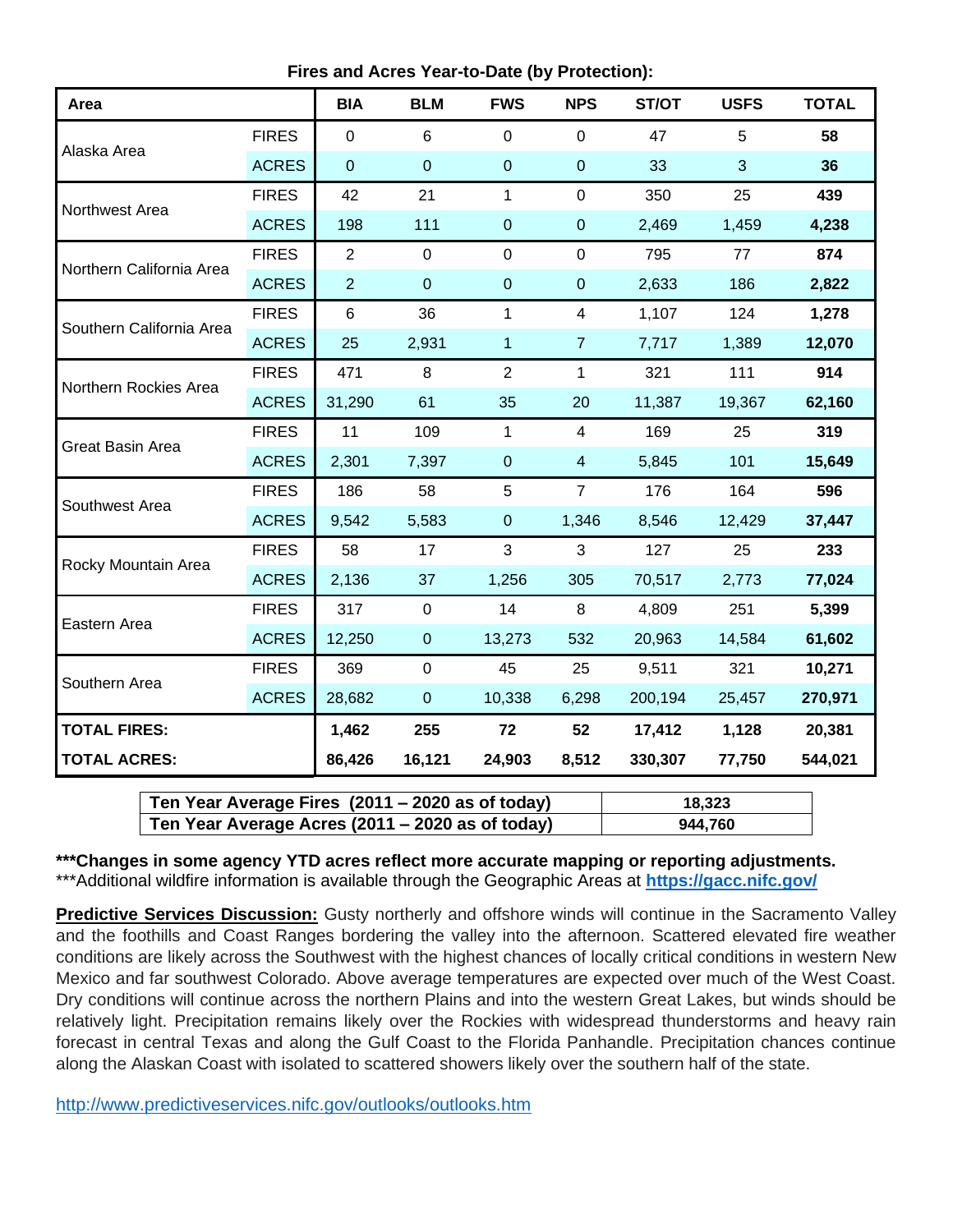**Fires and Acres Year-to-Date (by Protection):**

| Area | | BIA | BLM | FWS | NPS | ST/OT | USFS | TOTAL |
|---|---|---|---|---|---|---|---|---|
| Alaska Area | FIRES | 0 | 6 | 0 | 0 | 47 | 5 | **58** |
| | ACRES | 0 | 0 | 0 | 0 | 33 | 3 | **36** |
| Northwest Area | FIRES | 42 | 21 | 1 | 0 | 350 | 25 | **439** |
| | ACRES | 198 | 111 | 0 | 0 | 2,469 | 1,459 | **4,238** |
| Northern California Area | FIRES | 2 | 0 | 0 | 0 | 795 | 77 | **874** |
| | ACRES | 2 | 0 | 0 | 0 | 2,633 | 186 | **2,822** |
| Southern California Area | FIRES | 6 | 36 | 1 | 4 | 1,107 | 124 | **1,278** |
| | ACRES | 25 | 2,931 | 1 | 7 | 7,717 | 1,389 | **12,070** |
| Northern Rockies Area | FIRES | 471 | 8 | 2 | 1 | 321 | 111 | **914** |
| | ACRES | 31,290 | 61 | 35 | 20 | 11,387 | 19,367 | **62,160** |
| Great Basin Area | FIRES | 11 | 109 | 1 | 4 | 169 | 25 | **319** |
| | ACRES | 2,301 | 7,397 | 0 | 4 | 5,845 | 101 | **15,649** |
| Southwest Area | FIRES | 186 | 58 | 5 | 7 | 176 | 164 | **596** |
| | ACRES | 9,542 | 5,583 | 0 | 1,346 | 8,546 | 12,429 | **37,447** |
| Rocky Mountain Area | FIRES | 58 | 17 | 3 | 3 | 127 | 25 | **233** |
| | ACRES | 2,136 | 37 | 1,256 | 305 | 70,517 | 2,773 | **77,024** |
| Eastern Area | FIRES | 317 | 0 | 14 | 8 | 4,809 | 251 | **5,399** |
| | ACRES | 12,250 | 0 | 13,273 | 532 | 20,963 | 14,584 | **61,602** |
| Southern Area | FIRES | 369 | 0 | 45 | 25 | 9,511 | 321 | **10,271** |
| | ACRES | 28,682 | 0 | 10,338 | 6,298 | 200,194 | 25,457 | **270,971** |
| **TOTAL FIRES:** | | **1,462** | **255** | **72** | **52** | **17,412** | **1,128** | **20,381** |
| **TOTAL ACRES:** | | **86,426** | **16,121** | **24,903** | **8,512** | **330,307** | **77,750** | **544,021** |

| | |
|---|---|
| **Ten Year Average Fires (2011 – 2020 as of today)** | **18,323** |
| **Ten Year Average Acres (2011 – 2020 as of today)** | **944,760** |

**\*\*\*Changes in some agency YTD acres reflect more accurate mapping or reporting adjustments.**
\*\*\*Additional wildfire information is available through the Geographic Areas at **https://gacc.nifc.gov/**

**Predictive Services Discussion:** Gusty northerly and offshore winds will continue in the Sacramento Valley and the foothills and Coast Ranges bordering the valley into the afternoon. Scattered elevated fire weather conditions are likely across the Southwest with the highest chances of locally critical conditions in western New Mexico and far southwest Colorado. Above average temperatures are expected over much of the West Coast. Dry conditions will continue across the northern Plains and into the western Great Lakes, but winds should be relatively light. Precipitation remains likely over the Rockies with widespread thunderstorms and heavy rain forecast in central Texas and along the Gulf Coast to the Florida Panhandle. Precipitation chances continue along the Alaskan Coast with isolated to scattered showers likely over the southern half of the state.

http://www.predictiveservices.nifc.gov/outlooks/outlooks.htm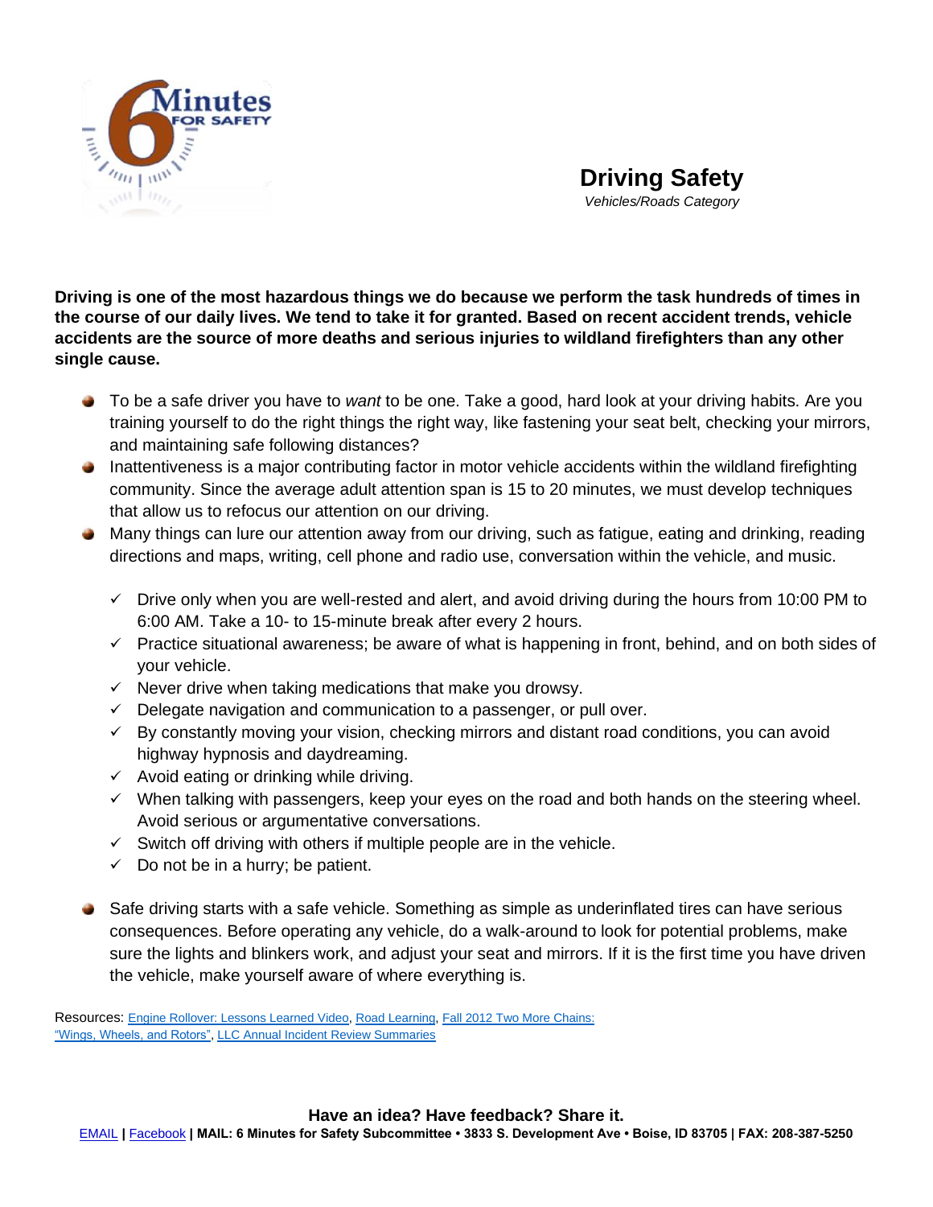# Driving Safety

*Vehicles/Roads Category*

**Driving is one of the most hazardous things we do because we perform the task hundreds of times in the course of our daily lives. We tend to take it for granted. Based on recent accident trends, vehicle accidents are the source of more deaths and serious injuries to wildland firefighters than any other single cause.**

- To be a safe driver you have to *want* to be one. Take a good, hard look at your driving habits. Are you training yourself to do the right things the right way, like fastening your seat belt, checking your mirrors, and maintaining safe following distances?
- Inattentiveness is a major contributing factor in motor vehicle accidents within the wildland firefighting community. Since the average adult attention span is 15 to 20 minutes, we must develop techniques that allow us to refocus our attention on our driving.
- Many things can lure our attention away from our driving, such as fatigue, eating and drinking, reading directions and maps, writing, cell phone and radio use, conversation within the vehicle, and music.
  - ✓ Drive only when you are well-rested and alert, and avoid driving during the hours from 10:00 PM to 6:00 AM. Take a 10- to 15-minute break after every 2 hours.
  - ✓ Practice situational awareness; be aware of what is happening in front, behind, and on both sides of your vehicle.
  - ✓ Never drive when taking medications that make you drowsy.
  - ✓ Delegate navigation and communication to a passenger, or pull over.
  - ✓ By constantly moving your vision, checking mirrors and distant road conditions, you can avoid highway hypnosis and daydreaming.
  - ✓ Avoid eating or drinking while driving.
  - ✓ When talking with passengers, keep your eyes on the road and both hands on the steering wheel. Avoid serious or argumentative conversations.
  - ✓ Switch off driving with others if multiple people are in the vehicle.
  - ✓ Do not be in a hurry; be patient.
- Safe driving starts with a safe vehicle. Something as simple as underinflated tires can have serious consequences. Before operating any vehicle, do a walk-around to look for potential problems, make sure the lights and blinkers work, and adjust your seat and mirrors. If it is the first time you have driven the vehicle, make yourself aware of where everything is.

Resources: Engine Rollover: Lessons Learned Video, Road Learning, Fall 2012 Two More Chains: "Wings, Wheels, and Rotors", LLC Annual Incident Review Summaries

**Have an idea? Have feedback? Share it.**

EMAIL | Facebook | **MAIL: 6 Minutes for Safety Subcommittee • 3833 S. Development Ave • Boise, ID 83705 | FAX: 208-387-5250**